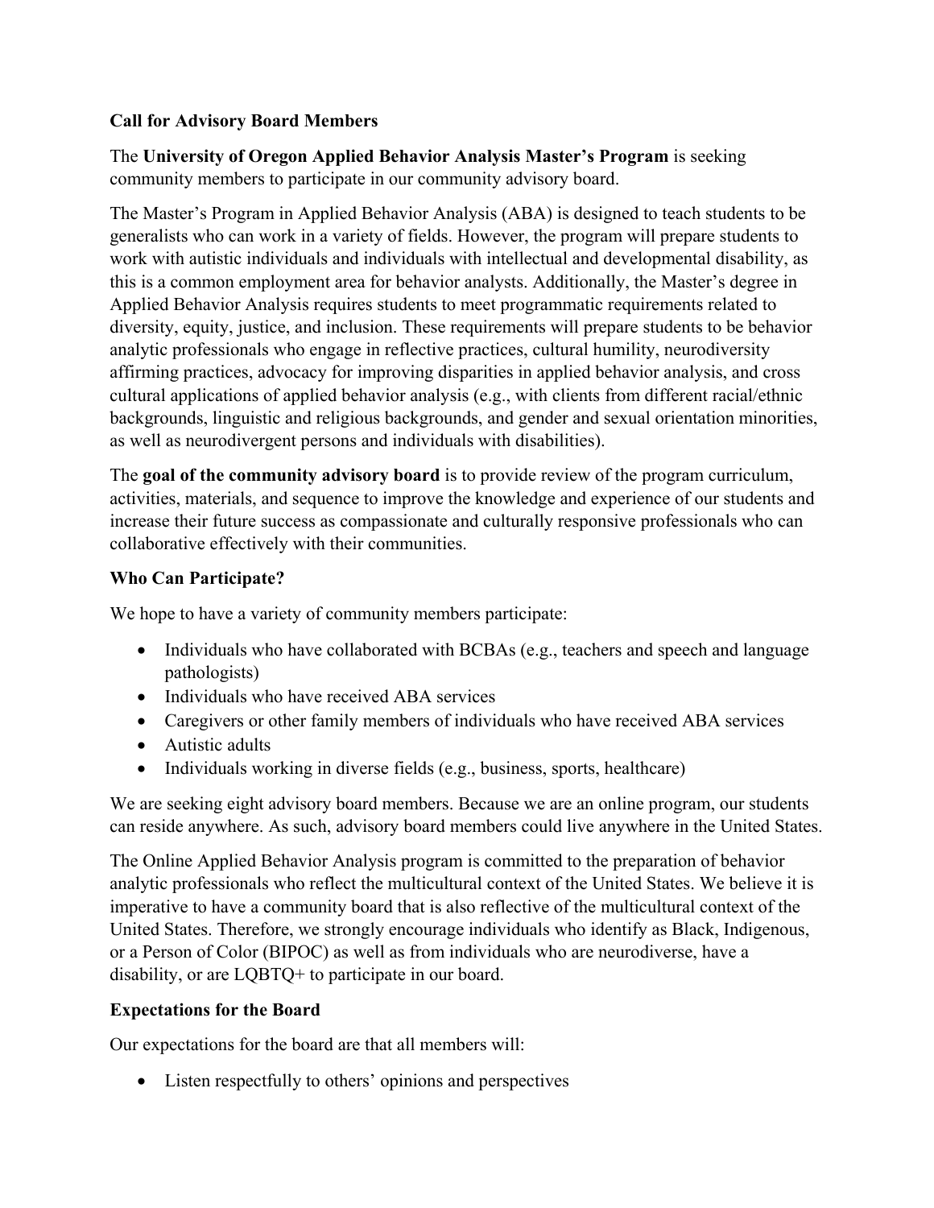**Call for Advisory Board Members**

The **University of Oregon Applied Behavior Analysis Master's Program** is seeking community members to participate in our community advisory board.

The Master's Program in Applied Behavior Analysis (ABA) is designed to teach students to be generalists who can work in a variety of fields. However, the program will prepare students to work with autistic individuals and individuals with intellectual and developmental disability, as this is a common employment area for behavior analysts. Additionally, the Master's degree in Applied Behavior Analysis requires students to meet programmatic requirements related to diversity, equity, justice, and inclusion. These requirements will prepare students to be behavior analytic professionals who engage in reflective practices, cultural humility, neurodiversity affirming practices, advocacy for improving disparities in applied behavior analysis, and cross cultural applications of applied behavior analysis (e.g., with clients from different racial/ethnic backgrounds, linguistic and religious backgrounds, and gender and sexual orientation minorities, as well as neurodivergent persons and individuals with disabilities).

The **goal of the community advisory board** is to provide review of the program curriculum, activities, materials, and sequence to improve the knowledge and experience of our students and increase their future success as compassionate and culturally responsive professionals who can collaborative effectively with their communities.

**Who Can Participate?**

We hope to have a variety of community members participate:

- Individuals who have collaborated with BCBAs (e.g., teachers and speech and language pathologists)
- Individuals who have received ABA services
- Caregivers or other family members of individuals who have received ABA services
- Autistic adults
- Individuals working in diverse fields (e.g., business, sports, healthcare)

We are seeking eight advisory board members. Because we are an online program, our students can reside anywhere. As such, advisory board members could live anywhere in the United States.

The Online Applied Behavior Analysis program is committed to the preparation of behavior analytic professionals who reflect the multicultural context of the United States. We believe it is imperative to have a community board that is also reflective of the multicultural context of the United States. Therefore, we strongly encourage individuals who identify as Black, Indigenous, or a Person of Color (BIPOC) as well as from individuals who are neurodiverse, have a disability, or are LQBTQ+ to participate in our board.

**Expectations for the Board**

Our expectations for the board are that all members will:

- Listen respectfully to others' opinions and perspectives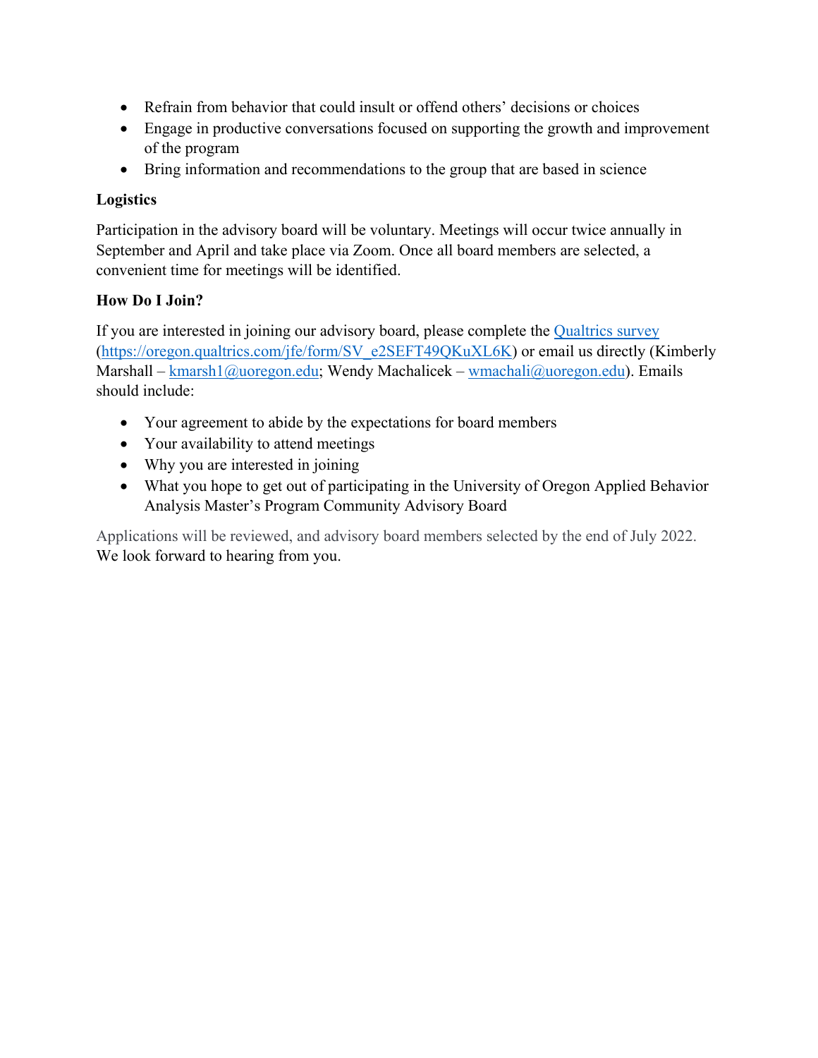- Refrain from behavior that could insult or offend others' decisions or choices
- Engage in productive conversations focused on supporting the growth and improvement of the program
- Bring information and recommendations to the group that are based in science

**Logistics**

Participation in the advisory board will be voluntary. Meetings will occur twice annually in September and April and take place via Zoom. Once all board members are selected, a convenient time for meetings will be identified.

**How Do I Join?**

If you are interested in joining our advisory board, please complete the [Qualtrics survey](https://oregon.qualtrics.com/jfe/form/SV_e2SEFT49QKuXL6K) (https://oregon.qualtrics.com/jfe/form/SV_e2SEFT49QKuXL6K) or email us directly (Kimberly Marshall – kmarsh1@uoregon.edu; Wendy Machalicek – wmachali@uoregon.edu). Emails should include:

- Your agreement to abide by the expectations for board members
- Your availability to attend meetings
- Why you are interested in joining
- What you hope to get out of participating in the University of Oregon Applied Behavior Analysis Master's Program Community Advisory Board

Applications will be reviewed, and advisory board members selected by the end of July 2022. We look forward to hearing from you.